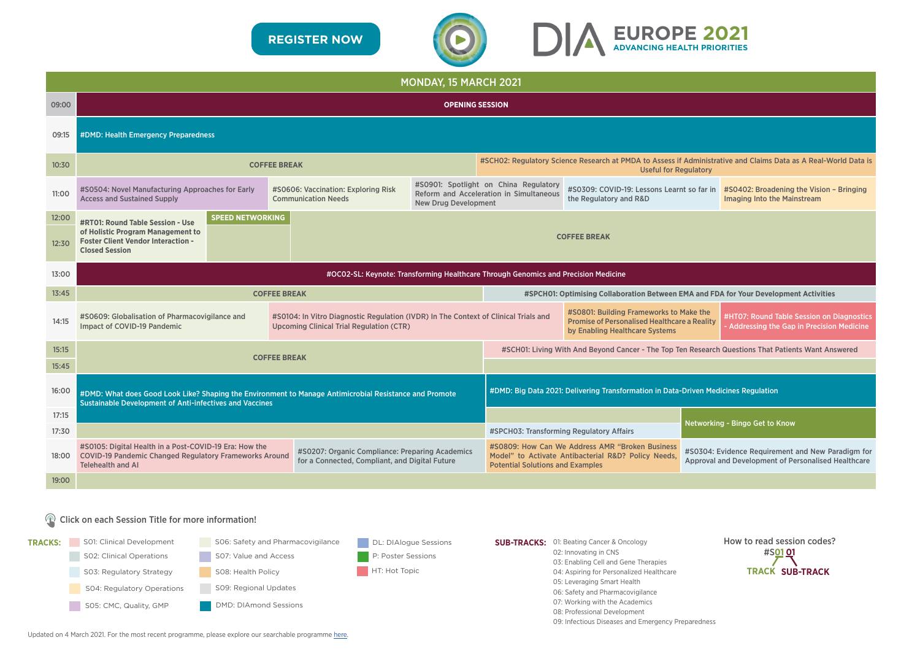REGISTER NOW

# DIA EUROPE 2021
ADVANCING HEALTH PRIORITIES

## MONDAY, 15 MARCH 2021

| Time | Sessions |
|---|---|
| 09:00 | OPENING SESSION |
| 09:15 | #DMD: Health Emergency Preparedness |
| 10:30 | COFFEE BREAK; #SCH02: Regulatory Science Research at PMDA to Assess if Administrative and Claims Data as A Real-World Data is Useful for Regulatory |
| 11:00 | #S0504: Novel Manufacturing Approaches for Early Access and Sustained Supply; #S0606: Vaccination: Exploring Risk Communication Needs; #S0901: Spotlight on China Regulatory Reform and Acceleration in Simultaneous New Drug Development; #S0309: COVID-19: Lessons Learnt so far in the Regulatory and R&D; #S0402: Broadening the Vision – Bringing Imaging Into the Mainstream |
| 12:00 | #RT01: Round Table Session - Use of Holistic Program Management to Foster Client Vendor Interaction - Closed Session; SPEED NETWORKING; COFFEE BREAK |
| 12:30 | |
| 13:00 | #OC02-SL: Keynote: Transforming Healthcare Through Genomics and Precision Medicine |
| 13:45 | COFFEE BREAK; #SPCH01: Optimising Collaboration Between EMA and FDA for Your Development Activities |
| 14:15 | #S0609: Globalisation of Pharmacovigilance and Impact of COVID-19 Pandemic; #S0104: In Vitro Diagnostic Regulation (IVDR) In The Context of Clinical Trials and Upcoming Clinical Trial Regulation (CTR); #S0801: Building Frameworks to Make the Promise of Personalised Healthcare a Reality by Enabling Healthcare Systems; #HT07: Round Table Session on Diagnostics - Addressing the Gap in Precision Medicine |
| 15:15 | COFFEE BREAK; #SCH01: Living With And Beyond Cancer - The Top Ten Research Questions That Patients Want Answered |
| 15:45 | |
| 16:00 | #DMD: What does Good Look Like? Shaping the Environment to Manage Antimicrobial Resistance and Promote Sustainable Development of Anti-infectives and Vaccines; #DMD: Big Data 2021: Delivering Transformation in Data-Driven Medicines Regulation |
| 17:15 | Networking - Bingo Get to Know |
| 17:30 | #SPCH03: Transforming Regulatory Affairs |
| 18:00 | #S0105: Digital Health in a Post-COVID-19 Era: How the COVID-19 Pandemic Changed Regulatory Frameworks Around Telehealth and AI; #S0207: Organic Compliance: Preparing Academics for a Connected, Compliant, and Digital Future; #S0809: How Can We Address AMR “Broken Business Model” to Activate Antibacterial R&D? Policy Needs, Potential Solutions and Examples; #S0304: Evidence Requirement and New Paradigm for Approval and Development of Personalised Healthcare |
| 19:00 | |

Click on each Session Title for more information!

**TRACKS:**
- S01: Clinical Development
- S02: Clinical Operations
- S03: Regulatory Strategy
- S04: Regulatory Operations
- S05: CMC, Quality, GMP
- S06: Safety and Pharmacovigilance
- S07: Value and Access
- S08: Health Policy
- S09: Regional Updates
- DMD: DIAmond Sessions
- DL: DIAlogue Sessions
- P: Poster Sessions
- HT: Hot Topic

**SUB-TRACKS:**
- 01: Beating Cancer & Oncology
- 02: Innovating in CNS
- 03: Enabling Cell and Gene Therapies
- 04: Aspiring for Personalized Healthcare
- 05: Leveraging Smart Health
- 06: Safety and Pharmacovigilance
- 07: Working with the Academics
- 08: Professional Development
- 09: Infectious Diseases and Emergency Preparedness

How to read session codes?
#S01 01 — TRACK (01) / SUB-TRACK (01)

Updated on 4 March 2021. For the most recent programme, please explore our searchable programme here.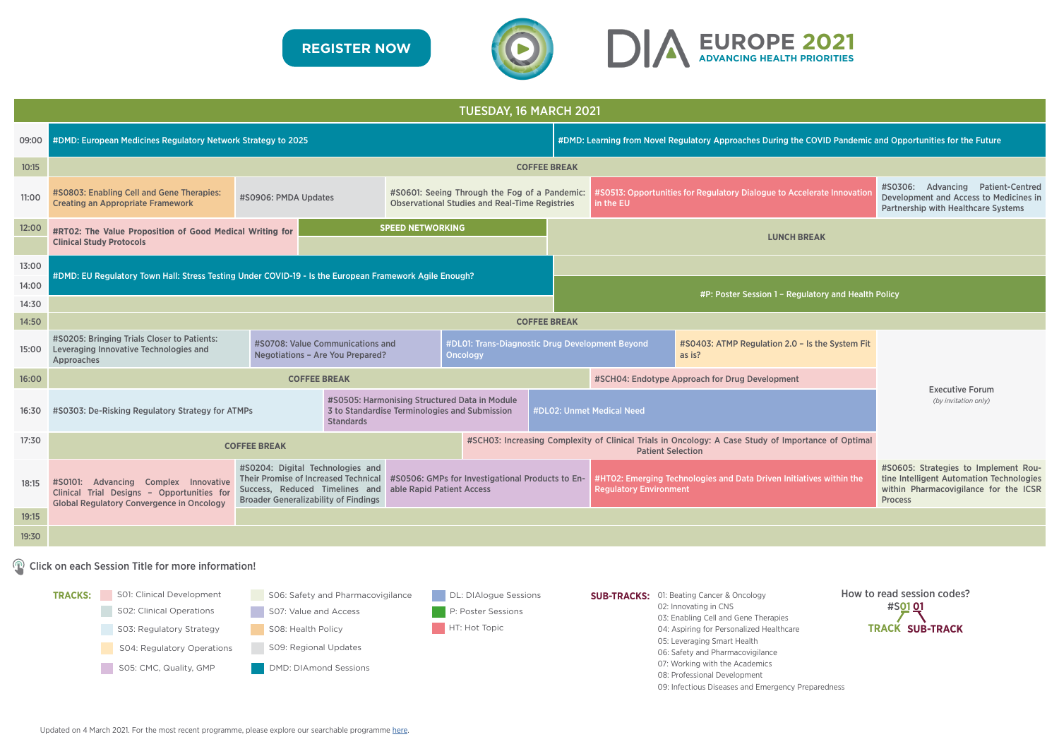REGISTER NOW

# DIA EUROPE 2021
ADVANCING HEALTH PRIORITIES

## TUESDAY, 16 MARCH 2021

| Time | Sessions |
|---|---|
| 09:00 | #DMD: European Medicines Regulatory Network Strategy to 2025 · #DMD: Learning from Novel Regulatory Approaches During the COVID Pandemic and Opportunities for the Future |
| 10:15 | COFFEE BREAK |
| 11:00 | #S0803: Enabling Cell and Gene Therapies: Creating an Appropriate Framework · #S0906: PMDA Updates · #S0601: Seeing Through the Fog of a Pandemic: Observational Studies and Real-Time Registries · #S0513: Opportunities for Regulatory Dialogue to Accelerate Innovation in the EU · #S0306: Advancing Patient-Centred Development and Access to Medicines in Partnership with Healthcare Systems |
| 12:00 | #RT02: The Value Proposition of Good Medical Writing for Clinical Study Protocols · SPEED NETWORKING · LUNCH BREAK |
| 13:00 | #DMD: EU Regulatory Town Hall: Stress Testing Under COVID-19 - Is the European Framework Agile Enough? |
| 14:00 | #P: Poster Session 1 – Regulatory and Health Policy |
| 14:30 | |
| 14:50 | COFFEE BREAK |
| 15:00 | #S0205: Bringing Trials Closer to Patients: Leveraging Innovative Technologies and Approaches · #S0708: Value Communications and Negotiations – Are You Prepared? · #DL01: Trans-Diagnostic Drug Development Beyond Oncology · #S0403: ATMP Regulation 2.0 – Is the System Fit as is? · Executive Forum *(by invitation only)* |
| 16:00 | COFFEE BREAK · #SCH04: Endotype Approach for Drug Development |
| 16:30 | #S0303: De-Risking Regulatory Strategy for ATMPs · #S0505: Harmonising Structured Data in Module 3 to Standardise Terminologies and Submission Standards · #DL02: Unmet Medical Need |
| 17:30 | COFFEE BREAK · #SCH03: Increasing Complexity of Clinical Trials in Oncology: A Case Study of Importance of Optimal Patient Selection |
| 18:15 | #S0101: Advancing Complex Innovative Clinical Trial Designs – Opportunities for Global Regulatory Convergence in Oncology · #S0204: Digital Technologies and Their Promise of Increased Technical Success, Reduced Timelines and Broader Generalizability of Findings · #S0506: GMPs for Investigational Products to Enable Rapid Patient Access · #HT02: Emerging Technologies and Data Driven Initiatives within the Regulatory Environment · #S0605: Strategies to Implement Routine Intelligent Automation Technologies within Pharmacovigilance for the ICSR Process |
| 19:15 | |
| 19:30 | |

Click on each Session Title for more information!

**TRACKS:**
- S01: Clinical Development
- S02: Clinical Operations
- S03: Regulatory Strategy
- S04: Regulatory Operations
- S05: CMC, Quality, GMP
- S06: Safety and Pharmacovigilance
- S07: Value and Access
- S08: Health Policy
- S09: Regional Updates
- DMD: DIAmond Sessions
- DL: DIAlogue Sessions
- P: Poster Sessions
- HT: Hot Topic

**SUB-TRACKS:**
- 01: Beating Cancer & Oncology
- 02: Innovating in CNS
- 03: Enabling Cell and Gene Therapies
- 04: Aspiring for Personalized Healthcare
- 05: Leveraging Smart Health
- 06: Safety and Pharmacovigilance
- 07: Working with the Academics
- 08: Professional Development
- 09: Infectious Diseases and Emergency Preparedness

How to read session codes?
#S01 01 — TRACK (S01), SUB-TRACK (01)

Updated on 4 March 2021. For the most recent programme, please explore our searchable programme here.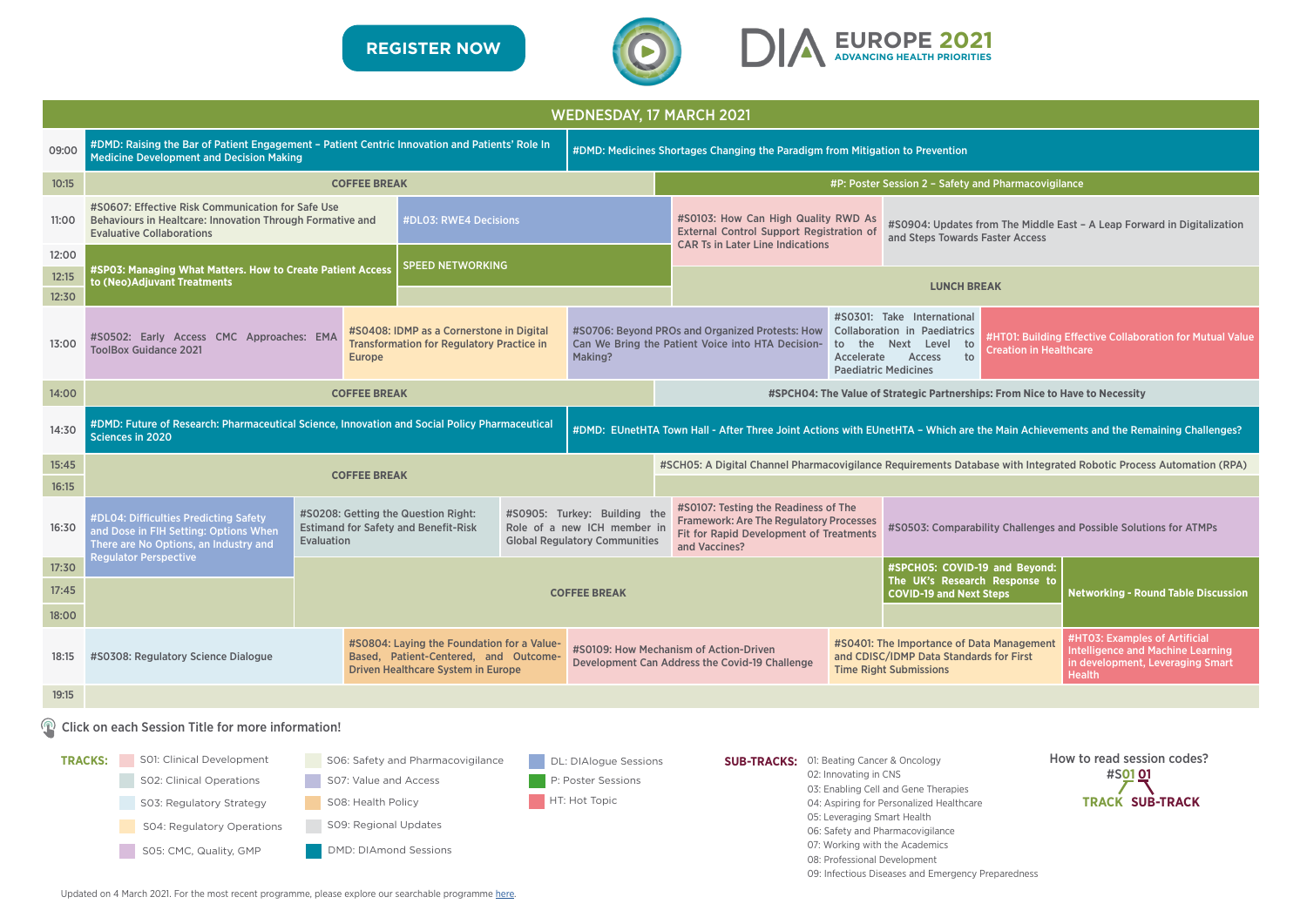REGISTER NOW

DIA EUROPE 2021
ADVANCING HEALTH PRIORITIES

## WEDNESDAY, 17 MARCH 2021

| Time | Sessions |
|---|---|
| 09:00 | #DMD: Raising the Bar of Patient Engagement – Patient Centric Innovation and Patients' Role In Medicine Development and Decision Making / #DMD: Medicines Shortages Changing the Paradigm from Mitigation to Prevention |
| 10:15 | COFFEE BREAK / #P: Poster Session 2 – Safety and Pharmacovigilance |
| 11:00 | #S0607: Effective Risk Communication for Safe Use Behaviours in Healtcare: Innovation Through Formative and Evaluative Collaborations / #DL03: RWE4 Decisions / #S0103: How Can High Quality RWD As External Control Support Registration of CAR Ts in Later Line Indications / #S0904: Updates from The Middle East – A Leap Forward in Digitalization and Steps Towards Faster Access |
| 12:00 | #SP03: Managing What Matters. How to Create Patient Access to (Neo)Adjuvant Treatments / SPEED NETWORKING |
| 12:15 | LUNCH BREAK |
| 12:30 | |
| 13:00 | #S0502: Early Access CMC Approaches: EMA ToolBox Guidance 2021 / #S0408: IDMP as a Cornerstone in Digital Transformation for Regulatory Practice in Europe / #S0706: Beyond PROs and Organized Protests: How Can We Bring the Patient Voice into HTA Decision-Making? / #S0301: Take International Collaboration in Paediatrics to the Next Level to Accelerate Access to Paediatric Medicines / #HT01: Building Effective Collaboration for Mutual Value Creation in Healthcare |
| 14:00 | COFFEE BREAK / #SPCH04: The Value of Strategic Partnerships: From Nice to Have to Necessity |
| 14:30 | #DMD: Future of Research: Pharmaceutical Science, Innovation and Social Policy Pharmaceutical Sciences in 2020 / #DMD: EUnetHTA Town Hall - After Three Joint Actions with EUnetHTA – Which are the Main Achievements and the Remaining Challenges? |
| 15:45 | COFFEE BREAK / #SCH05: A Digital Channel Pharmacovigilance Requirements Database with Integrated Robotic Process Automation (RPA) |
| 16:15 | |
| 16:30 | #DL04: Difficulties Predicting Safety and Dose in FIH Setting: Options When There are No Options, an Industry and Regulator Perspective / #S0208: Getting the Question Right: Estimand for Safety and Benefit-Risk Evaluation / #S0905: Turkey: Building the Role of a new ICH member in Global Regulatory Communities / #S0107: Testing the Readiness of The Framework: Are The Regulatory Processes Fit for Rapid Development of Treatments and Vaccines? / #S0503: Comparability Challenges and Possible Solutions for ATMPs |
| 17:30 | COFFEE BREAK / #SPCH05: COVID-19 and Beyond: The UK's Research Response to COVID-19 and Next Steps / Networking - Round Table Discussion |
| 17:45 | |
| 18:00 | |
| 18:15 | #S0308: Regulatory Science Dialogue / #S0804: Laying the Foundation for a Value-Based, Patient-Centered, and Outcome-Driven Healthcare System in Europe / #S0109: How Mechanism of Action-Driven Development Can Address the Covid-19 Challenge / #S0401: The Importance of Data Management and CDISC/IDMP Data Standards for First Time Right Submissions / #HT03: Examples of Artificial Intelligence and Machine Learning in development, Leveraging Smart Health |
| 19:15 | |

Click on each Session Title for more information!

**TRACKS:**
- S01: Clinical Development
- S02: Clinical Operations
- S03: Regulatory Strategy
- S04: Regulatory Operations
- S05: CMC, Quality, GMP
- S06: Safety and Pharmacovigilance
- S07: Value and Access
- S08: Health Policy
- S09: Regional Updates
- DMD: DIAmond Sessions
- DL: DIAlogue Sessions
- P: Poster Sessions
- HT: Hot Topic

**SUB-TRACKS:**
- 01: Beating Cancer & Oncology
- 02: Innovating in CNS
- 03: Enabling Cell and Gene Therapies
- 04: Aspiring for Personalized Healthcare
- 05: Leveraging Smart Health
- 06: Safety and Pharmacovigilance
- 07: Working with the Academics
- 08: Professional Development
- 09: Infectious Diseases and Emergency Preparedness

How to read session codes?
#S01 01
TRACK SUB-TRACK

Updated on 4 March 2021. For the most recent programme, please explore our searchable programme here.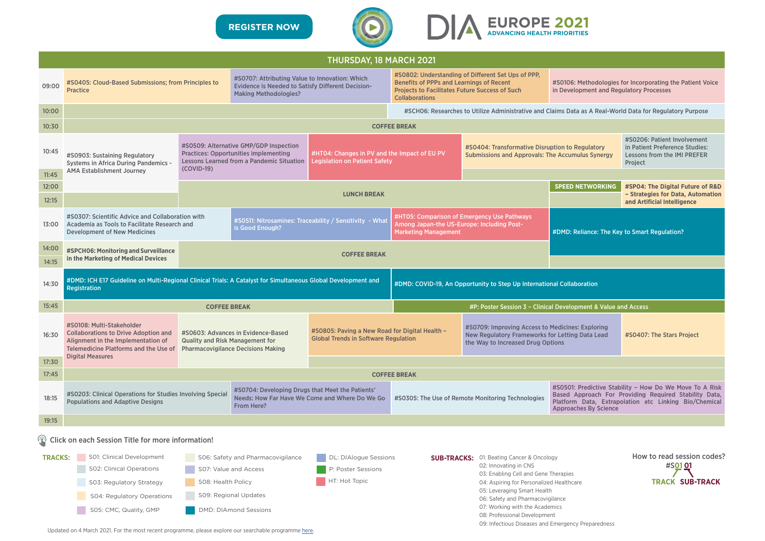REGISTER NOW

DIA EUROPE 2021
ADVANCING HEALTH PRIORITIES

## THURSDAY, 18 MARCH 2021

| Time | Sessions | | | | |
|---|---|---|---|---|---|
| 09:00 | #S0405: Cloud-Based Submissions; from Principles to Practice | #S0707: Attributing Value to Innovation: Which Evidence is Needed to Satisfy Different Decision-Making Methodologies? | #S0802: Understanding of Different Set Ups of PPP, Benefits of PPPs and Learnings of Recent Projects to Facilitate Future Success of Such Collaborations | #S0106: Methodologies for Incorporating the Patient Voice in Development and Regulatory Processes | |
| 10:00 | #SCH06: Researches to Utilize Administrative and Claims Data as A Real-World Data for Regulatory Purpose | | | | |
| 10:30 | COFFEE BREAK | | | | |
| 10:45 – 11:45 | #S0903: Sustaining Regulatory Systems in Africa During Pandemics - AMA Establishment Journey | #S0509: Alternative GMP/GDP Inspection Practices: Opportunities implementing Lessons Learned from a Pandemic Situation (COVID-19) | #HT04: Changes in PV and the Impact of EU PV Legislation on Patient Safety | #S0404: Transformative Disruption to Regulatory Submissions and Approvals: The Accumulus Synergy | #S0206: Patient Involvement in Patient Preference Studies: Lessons from the IMI PREFER Project |
| 12:00 | LUNCH BREAK | | | SPEED NETWORKING | #SP04: The Digital Future of R&D – Strategies for Data, Automation and Artificial Intelligence |
| 12:15 | LUNCH BREAK | | | | |
| 13:00 | #S0307: Scientific Advice and Collaboration with Academia as Tools to Facilitate Research and Development of New Medicines | #S0511: Nitrosamines: Traceability / Sensitivity - What is Good Enough? | #HT05: Comparison of Emergency Use Pathways Among Japan-the US-Europe: Including Post-Marketing Management | #DMD: Reliance: The Key to Smart Regulation? | |
| 14:00 – 14:15 | #SPCH06: Monitoring and Surveillance in the Marketing of Medical Devices | COFFEE BREAK | | | |
| 14:30 | #DMD: ICH E17 Guideline on Multi-Regional Clinical Trials: A Catalyst for Simultaneous Global Development and Registration | #DMD: COVID-19, An Opportunity to Step Up International Collaboration | | | |
| 15:45 | COFFEE BREAK | #P: Poster Session 3 – Clinical Development & Value and Access | | | |
| 16:30 – 17:30 | #S0108: Multi-Stakeholder Collaborations to Drive Adoption and Alignment in the Implementation of Telemedicine Platforms and the Use of Digital Measures | #S0603: Advances in Evidence-Based Quality and Risk Management for Pharmacovigilance Decisions Making | #S0805: Paving a New Road for Digital Health – Global Trends in Software Regulation | #S0709: Improving Access to Medicines: Exploring New Regulatory Frameworks for Letting Data Lead the Way to Increased Drug Options | #S0407: The Stars Project |
| 17:45 | COFFEE BREAK | | | | |
| 18:15 | #S0203: Clinical Operations for Studies Involving Special Populations and Adaptive Designs | #S0704: Developing Drugs that Meet the Patients' Needs: How Far Have We Come and Where Do We Go From Here? | #S0305: The Use of Remote Monitoring Technologies | #S0501: Predictive Stability – How Do We Move To A Risk Based Approach For Providing Required Stability Data, Platform Data, Extrapolation etc Linking Bio/Chemical Approaches By Science | |
| 19:15 | | | | | |

Click on each Session Title for more information!

**TRACKS:**
- S01: Clinical Development
- S02: Clinical Operations
- S03: Regulatory Strategy
- S04: Regulatory Operations
- S05: CMC, Quality, GMP
- S06: Safety and Pharmacovigilance
- S07: Value and Access
- S08: Health Policy
- S09: Regional Updates
- DMD: DIAmond Sessions
- DL: DIAlogue Sessions
- P: Poster Sessions
- HT: Hot Topic

**SUB-TRACKS:**
- 01: Beating Cancer & Oncology
- 02: Innovating in CNS
- 03: Enabling Cell and Gene Therapies
- 04: Aspiring for Personalized Healthcare
- 05: Leveraging Smart Health
- 06: Safety and Pharmacovigilance
- 07: Working with the Academics
- 08: Professional Development
- 09: Infectious Diseases and Emergency Preparedness

How to read session codes?
#S01 01 — TRACK (S01), SUB-TRACK (01)

Updated on 4 March 2021. For the most recent programme, please explore our searchable programme here.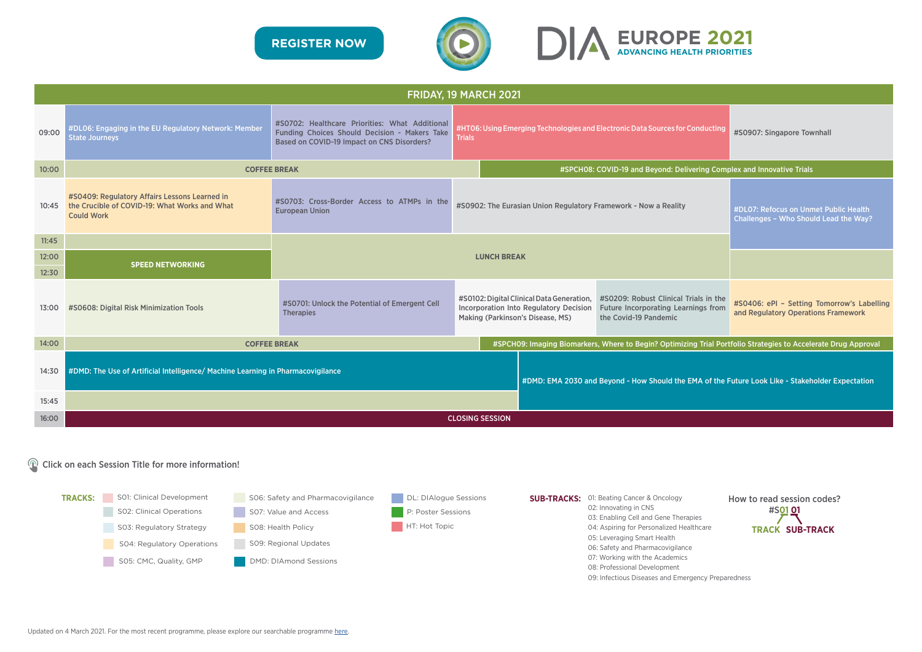REGISTER NOW

DIA EUROPE 2021
ADVANCING HEALTH PRIORITIES

## FRIDAY, 19 MARCH 2021

| Time | | | | | |
|---|---|---|---|---|---|
| 09:00 | #DL06: Engaging in the EU Regulatory Network: Member State Journeys | #S0702: Healthcare Priorities: What Additional Funding Choices Should Decision - Makers Take Based on COVID-19 Impact on CNS Disorders? | #HT06: Using Emerging Technologies and Electronic Data Sources for Conducting Trials | | #S0907: Singapore Townhall |
| 10:00 | COFFEE BREAK | | #SPCH08: COVID-19 and Beyond: Delivering Complex and Innovative Trials | | |
| 10:45 | #S0409: Regulatory Affairs Lessons Learned in the Crucible of COVID-19: What Works and What Could Work | #S0703: Cross-Border Access to ATMPs in the European Union | #S0902: The Eurasian Union Regulatory Framework - Now a Reality | | #DL07: Refocus on Unmet Public Health Challenges – Who Should Lead the Way? |
| 11:45 | | | | | |
| 12:00 | SPEED NETWORKING | LUNCH BREAK | | | |
| 12:30 | | | | | |
| 13:00 | #S0608: Digital Risk Minimization Tools | #S0701: Unlock the Potential of Emergent Cell Therapies | #S0102: Digital Clinical Data Generation, Incorporation Into Regulatory Decision Making (Parkinson's Disease, MS) | #S0209: Robust Clinical Trials in the Future Incorporating Learnings from the Covid-19 Pandemic | #S0406: ePI – Setting Tomorrow's Labelling and Regulatory Operations Framework |
| 14:00 | COFFEE BREAK | | #SPCH09: Imaging Biomarkers, Where to Begin? Optimizing Trial Portfolio Strategies to Accelerate Drug Approval | | |
| 14:30 | #DMD: The Use of Artificial Intelligence/ Machine Learning in Pharmacovigilance | | #DMD: EMA 2030 and Beyond - How Should the EMA of the Future Look Like - Stakeholder Expectation | | |
| 15:45 | | | | | |
| 16:00 | CLOSING SESSION | | | | |

Click on each Session Title for more information!

**TRACKS:**
- S01: Clinical Development
- S02: Clinical Operations
- S03: Regulatory Strategy
- S04: Regulatory Operations
- S05: CMC, Quality, GMP
- S06: Safety and Pharmacovigilance
- S07: Value and Access
- S08: Health Policy
- S09: Regional Updates
- DMD: DIAmond Sessions
- DL: DIAlogue Sessions
- P: Poster Sessions
- HT: Hot Topic

**SUB-TRACKS:**
- 01: Beating Cancer & Oncology
- 02: Innovating in CNS
- 03: Enabling Cell and Gene Therapies
- 04: Aspiring for Personalized Healthcare
- 05: Leveraging Smart Health
- 06: Safety and Pharmacovigilance
- 07: Working with the Academics
- 08: Professional Development
- 09: Infectious Diseases and Emergency Preparedness

How to read session codes?
#S01 01
TRACK SUB-TRACK

Updated on 4 March 2021. For the most recent programme, please explore our searchable programme here.